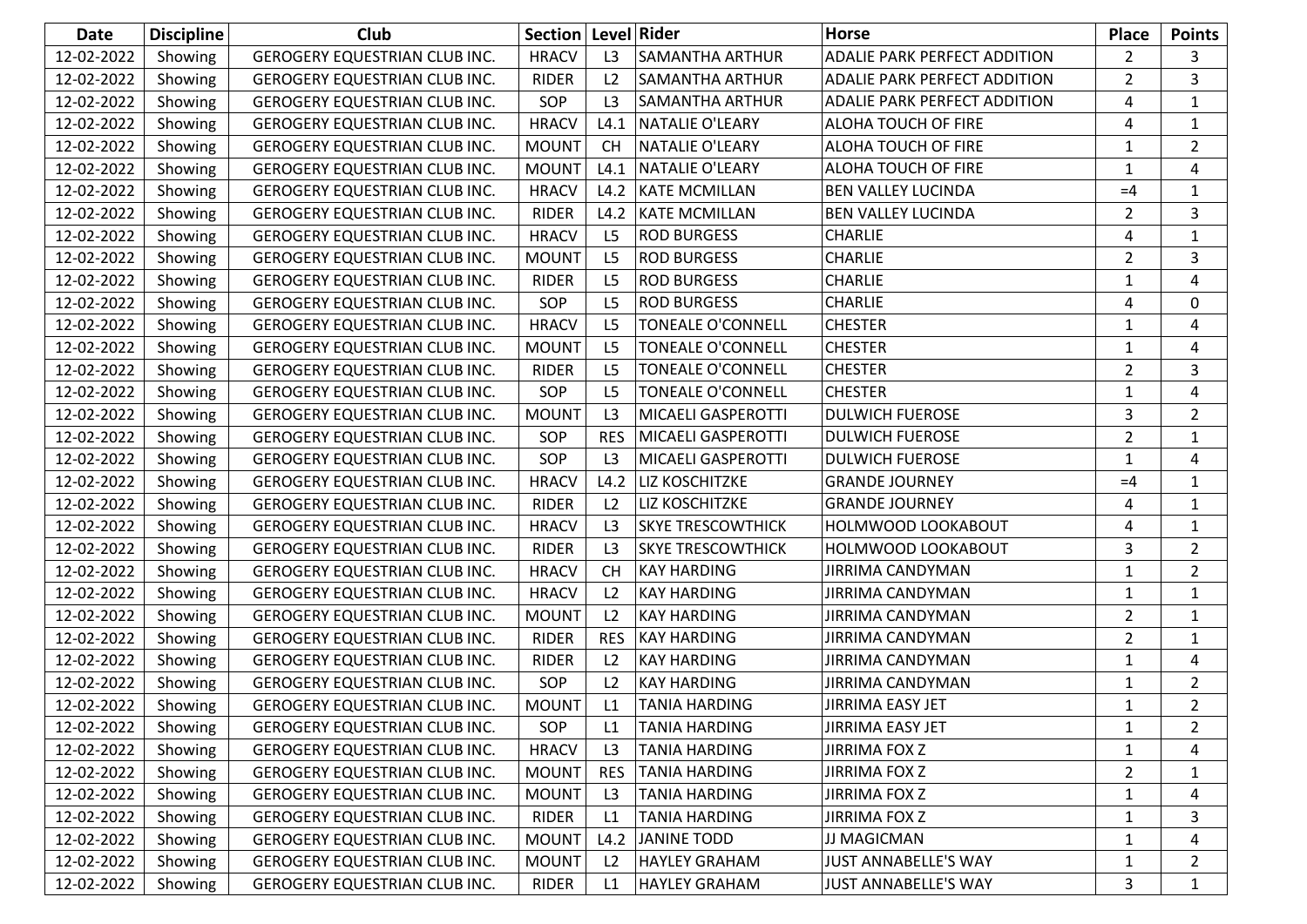| Date | Discipline | Club | Section | Level | Rider | Horse | Place | Points |
|---|---|---|---|---|---|---|---|---|
| 12-02-2022 | Showing | GEROGERY EQUESTRIAN CLUB INC. | HRACV | L3 | SAMANTHA ARTHUR | ADALIE PARK PERFECT ADDITION | 2 | 3 |
| 12-02-2022 | Showing | GEROGERY EQUESTRIAN CLUB INC. | RIDER | L2 | SAMANTHA ARTHUR | ADALIE PARK PERFECT ADDITION | 2 | 3 |
| 12-02-2022 | Showing | GEROGERY EQUESTRIAN CLUB INC. | SOP | L3 | SAMANTHA ARTHUR | ADALIE PARK PERFECT ADDITION | 4 | 1 |
| 12-02-2022 | Showing | GEROGERY EQUESTRIAN CLUB INC. | HRACV | L4.1 | NATALIE O'LEARY | ALOHA TOUCH OF FIRE | 4 | 1 |
| 12-02-2022 | Showing | GEROGERY EQUESTRIAN CLUB INC. | MOUNT | CH | NATALIE O'LEARY | ALOHA TOUCH OF FIRE | 1 | 2 |
| 12-02-2022 | Showing | GEROGERY EQUESTRIAN CLUB INC. | MOUNT | L4.1 | NATALIE O'LEARY | ALOHA TOUCH OF FIRE | 1 | 4 |
| 12-02-2022 | Showing | GEROGERY EQUESTRIAN CLUB INC. | HRACV | L4.2 | KATE MCMILLAN | BEN VALLEY LUCINDA | =4 | 1 |
| 12-02-2022 | Showing | GEROGERY EQUESTRIAN CLUB INC. | RIDER | L4.2 | KATE MCMILLAN | BEN VALLEY LUCINDA | 2 | 3 |
| 12-02-2022 | Showing | GEROGERY EQUESTRIAN CLUB INC. | HRACV | L5 | ROD BURGESS | CHARLIE | 4 | 1 |
| 12-02-2022 | Showing | GEROGERY EQUESTRIAN CLUB INC. | MOUNT | L5 | ROD BURGESS | CHARLIE | 2 | 3 |
| 12-02-2022 | Showing | GEROGERY EQUESTRIAN CLUB INC. | RIDER | L5 | ROD BURGESS | CHARLIE | 1 | 4 |
| 12-02-2022 | Showing | GEROGERY EQUESTRIAN CLUB INC. | SOP | L5 | ROD BURGESS | CHARLIE | 4 | 0 |
| 12-02-2022 | Showing | GEROGERY EQUESTRIAN CLUB INC. | HRACV | L5 | TONEALE O'CONNELL | CHESTER | 1 | 4 |
| 12-02-2022 | Showing | GEROGERY EQUESTRIAN CLUB INC. | MOUNT | L5 | TONEALE O'CONNELL | CHESTER | 1 | 4 |
| 12-02-2022 | Showing | GEROGERY EQUESTRIAN CLUB INC. | RIDER | L5 | TONEALE O'CONNELL | CHESTER | 2 | 3 |
| 12-02-2022 | Showing | GEROGERY EQUESTRIAN CLUB INC. | SOP | L5 | TONEALE O'CONNELL | CHESTER | 1 | 4 |
| 12-02-2022 | Showing | GEROGERY EQUESTRIAN CLUB INC. | MOUNT | L3 | MICAELI GASPEROTTI | DULWICH FUEROSE | 3 | 2 |
| 12-02-2022 | Showing | GEROGERY EQUESTRIAN CLUB INC. | SOP | RES | MICAELI GASPEROTTI | DULWICH FUEROSE | 2 | 1 |
| 12-02-2022 | Showing | GEROGERY EQUESTRIAN CLUB INC. | SOP | L3 | MICAELI GASPEROTTI | DULWICH FUEROSE | 1 | 4 |
| 12-02-2022 | Showing | GEROGERY EQUESTRIAN CLUB INC. | HRACV | L4.2 | LIZ KOSCHITZKE | GRANDE JOURNEY | =4 | 1 |
| 12-02-2022 | Showing | GEROGERY EQUESTRIAN CLUB INC. | RIDER | L2 | LIZ KOSCHITZKE | GRANDE JOURNEY | 4 | 1 |
| 12-02-2022 | Showing | GEROGERY EQUESTRIAN CLUB INC. | HRACV | L3 | SKYE TRESCOWTHICK | HOLMWOOD LOOKABOUT | 4 | 1 |
| 12-02-2022 | Showing | GEROGERY EQUESTRIAN CLUB INC. | RIDER | L3 | SKYE TRESCOWTHICK | HOLMWOOD LOOKABOUT | 3 | 2 |
| 12-02-2022 | Showing | GEROGERY EQUESTRIAN CLUB INC. | HRACV | CH | KAY HARDING | JIRRIMA CANDYMAN | 1 | 2 |
| 12-02-2022 | Showing | GEROGERY EQUESTRIAN CLUB INC. | HRACV | L2 | KAY HARDING | JIRRIMA CANDYMAN | 1 | 1 |
| 12-02-2022 | Showing | GEROGERY EQUESTRIAN CLUB INC. | MOUNT | L2 | KAY HARDING | JIRRIMA CANDYMAN | 2 | 1 |
| 12-02-2022 | Showing | GEROGERY EQUESTRIAN CLUB INC. | RIDER | RES | KAY HARDING | JIRRIMA CANDYMAN | 2 | 1 |
| 12-02-2022 | Showing | GEROGERY EQUESTRIAN CLUB INC. | RIDER | L2 | KAY HARDING | JIRRIMA CANDYMAN | 1 | 4 |
| 12-02-2022 | Showing | GEROGERY EQUESTRIAN CLUB INC. | SOP | L2 | KAY HARDING | JIRRIMA CANDYMAN | 1 | 2 |
| 12-02-2022 | Showing | GEROGERY EQUESTRIAN CLUB INC. | MOUNT | L1 | TANIA HARDING | JIRRIMA EASY JET | 1 | 2 |
| 12-02-2022 | Showing | GEROGERY EQUESTRIAN CLUB INC. | SOP | L1 | TANIA HARDING | JIRRIMA EASY JET | 1 | 2 |
| 12-02-2022 | Showing | GEROGERY EQUESTRIAN CLUB INC. | HRACV | L3 | TANIA HARDING | JIRRIMA FOX Z | 1 | 4 |
| 12-02-2022 | Showing | GEROGERY EQUESTRIAN CLUB INC. | MOUNT | RES | TANIA HARDING | JIRRIMA FOX Z | 2 | 1 |
| 12-02-2022 | Showing | GEROGERY EQUESTRIAN CLUB INC. | MOUNT | L3 | TANIA HARDING | JIRRIMA FOX Z | 1 | 4 |
| 12-02-2022 | Showing | GEROGERY EQUESTRIAN CLUB INC. | RIDER | L1 | TANIA HARDING | JIRRIMA FOX Z | 1 | 3 |
| 12-02-2022 | Showing | GEROGERY EQUESTRIAN CLUB INC. | MOUNT | L4.2 | JANINE TODD | JJ MAGICMAN | 1 | 4 |
| 12-02-2022 | Showing | GEROGERY EQUESTRIAN CLUB INC. | MOUNT | L2 | HAYLEY GRAHAM | JUST ANNABELLE'S WAY | 1 | 2 |
| 12-02-2022 | Showing | GEROGERY EQUESTRIAN CLUB INC. | RIDER | L1 | HAYLEY GRAHAM | JUST ANNABELLE'S WAY | 3 | 1 |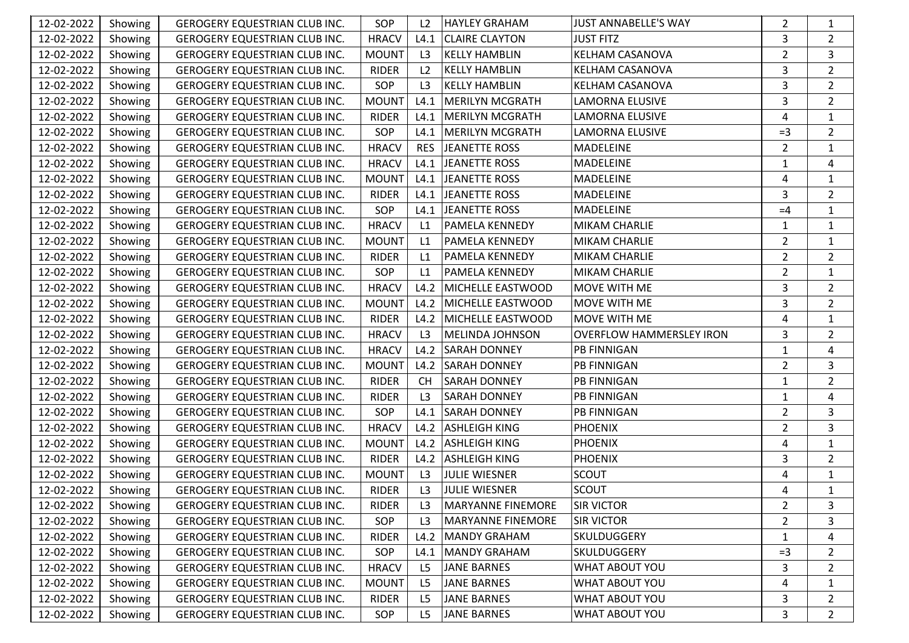| | | | | | | | | |
|---|---|---|---|---|---|---|---|---|
| 12-02-2022 | Showing | GEROGERY EQUESTRIAN CLUB INC. | SOP | L2 | HAYLEY GRAHAM | JUST ANNABELLE'S WAY | 2 | 1 |
| 12-02-2022 | Showing | GEROGERY EQUESTRIAN CLUB INC. | HRACV | L4.1 | CLAIRE CLAYTON | JUST FITZ | 3 | 2 |
| 12-02-2022 | Showing | GEROGERY EQUESTRIAN CLUB INC. | MOUNT | L3 | KELLY HAMBLIN | KELHAM CASANOVA | 2 | 3 |
| 12-02-2022 | Showing | GEROGERY EQUESTRIAN CLUB INC. | RIDER | L2 | KELLY HAMBLIN | KELHAM CASANOVA | 3 | 2 |
| 12-02-2022 | Showing | GEROGERY EQUESTRIAN CLUB INC. | SOP | L3 | KELLY HAMBLIN | KELHAM CASANOVA | 3 | 2 |
| 12-02-2022 | Showing | GEROGERY EQUESTRIAN CLUB INC. | MOUNT | L4.1 | MERILYN MCGRATH | LAMORNA ELUSIVE | 3 | 2 |
| 12-02-2022 | Showing | GEROGERY EQUESTRIAN CLUB INC. | RIDER | L4.1 | MERILYN MCGRATH | LAMORNA ELUSIVE | 4 | 1 |
| 12-02-2022 | Showing | GEROGERY EQUESTRIAN CLUB INC. | SOP | L4.1 | MERILYN MCGRATH | LAMORNA ELUSIVE | =3 | 2 |
| 12-02-2022 | Showing | GEROGERY EQUESTRIAN CLUB INC. | HRACV | RES | JEANETTE ROSS | MADELEINE | 2 | 1 |
| 12-02-2022 | Showing | GEROGERY EQUESTRIAN CLUB INC. | HRACV | L4.1 | JEANETTE ROSS | MADELEINE | 1 | 4 |
| 12-02-2022 | Showing | GEROGERY EQUESTRIAN CLUB INC. | MOUNT | L4.1 | JEANETTE ROSS | MADELEINE | 4 | 1 |
| 12-02-2022 | Showing | GEROGERY EQUESTRIAN CLUB INC. | RIDER | L4.1 | JEANETTE ROSS | MADELEINE | 3 | 2 |
| 12-02-2022 | Showing | GEROGERY EQUESTRIAN CLUB INC. | SOP | L4.1 | JEANETTE ROSS | MADELEINE | =4 | 1 |
| 12-02-2022 | Showing | GEROGERY EQUESTRIAN CLUB INC. | HRACV | L1 | PAMELA KENNEDY | MIKAM CHARLIE | 1 | 1 |
| 12-02-2022 | Showing | GEROGERY EQUESTRIAN CLUB INC. | MOUNT | L1 | PAMELA KENNEDY | MIKAM CHARLIE | 2 | 1 |
| 12-02-2022 | Showing | GEROGERY EQUESTRIAN CLUB INC. | RIDER | L1 | PAMELA KENNEDY | MIKAM CHARLIE | 2 | 2 |
| 12-02-2022 | Showing | GEROGERY EQUESTRIAN CLUB INC. | SOP | L1 | PAMELA KENNEDY | MIKAM CHARLIE | 2 | 1 |
| 12-02-2022 | Showing | GEROGERY EQUESTRIAN CLUB INC. | HRACV | L4.2 | MICHELLE EASTWOOD | MOVE WITH ME | 3 | 2 |
| 12-02-2022 | Showing | GEROGERY EQUESTRIAN CLUB INC. | MOUNT | L4.2 | MICHELLE EASTWOOD | MOVE WITH ME | 3 | 2 |
| 12-02-2022 | Showing | GEROGERY EQUESTRIAN CLUB INC. | RIDER | L4.2 | MICHELLE EASTWOOD | MOVE WITH ME | 4 | 1 |
| 12-02-2022 | Showing | GEROGERY EQUESTRIAN CLUB INC. | HRACV | L3 | MELINDA JOHNSON | OVERFLOW HAMMERSLEY IRON | 3 | 2 |
| 12-02-2022 | Showing | GEROGERY EQUESTRIAN CLUB INC. | HRACV | L4.2 | SARAH DONNEY | PB FINNIGAN | 1 | 4 |
| 12-02-2022 | Showing | GEROGERY EQUESTRIAN CLUB INC. | MOUNT | L4.2 | SARAH DONNEY | PB FINNIGAN | 2 | 3 |
| 12-02-2022 | Showing | GEROGERY EQUESTRIAN CLUB INC. | RIDER | CH | SARAH DONNEY | PB FINNIGAN | 1 | 2 |
| 12-02-2022 | Showing | GEROGERY EQUESTRIAN CLUB INC. | RIDER | L3 | SARAH DONNEY | PB FINNIGAN | 1 | 4 |
| 12-02-2022 | Showing | GEROGERY EQUESTRIAN CLUB INC. | SOP | L4.1 | SARAH DONNEY | PB FINNIGAN | 2 | 3 |
| 12-02-2022 | Showing | GEROGERY EQUESTRIAN CLUB INC. | HRACV | L4.2 | ASHLEIGH KING | PHOENIX | 2 | 3 |
| 12-02-2022 | Showing | GEROGERY EQUESTRIAN CLUB INC. | MOUNT | L4.2 | ASHLEIGH KING | PHOENIX | 4 | 1 |
| 12-02-2022 | Showing | GEROGERY EQUESTRIAN CLUB INC. | RIDER | L4.2 | ASHLEIGH KING | PHOENIX | 3 | 2 |
| 12-02-2022 | Showing | GEROGERY EQUESTRIAN CLUB INC. | MOUNT | L3 | JULIE WIESNER | SCOUT | 4 | 1 |
| 12-02-2022 | Showing | GEROGERY EQUESTRIAN CLUB INC. | RIDER | L3 | JULIE WIESNER | SCOUT | 4 | 1 |
| 12-02-2022 | Showing | GEROGERY EQUESTRIAN CLUB INC. | RIDER | L3 | MARYANNE FINEMORE | SIR VICTOR | 2 | 3 |
| 12-02-2022 | Showing | GEROGERY EQUESTRIAN CLUB INC. | SOP | L3 | MARYANNE FINEMORE | SIR VICTOR | 2 | 3 |
| 12-02-2022 | Showing | GEROGERY EQUESTRIAN CLUB INC. | RIDER | L4.2 | MANDY GRAHAM | SKULDUGGERY | 1 | 4 |
| 12-02-2022 | Showing | GEROGERY EQUESTRIAN CLUB INC. | SOP | L4.1 | MANDY GRAHAM | SKULDUGGERY | =3 | 2 |
| 12-02-2022 | Showing | GEROGERY EQUESTRIAN CLUB INC. | HRACV | L5 | JANE BARNES | WHAT ABOUT YOU | 3 | 2 |
| 12-02-2022 | Showing | GEROGERY EQUESTRIAN CLUB INC. | MOUNT | L5 | JANE BARNES | WHAT ABOUT YOU | 4 | 1 |
| 12-02-2022 | Showing | GEROGERY EQUESTRIAN CLUB INC. | RIDER | L5 | JANE BARNES | WHAT ABOUT YOU | 3 | 2 |
| 12-02-2022 | Showing | GEROGERY EQUESTRIAN CLUB INC. | SOP | L5 | JANE BARNES | WHAT ABOUT YOU | 3 | 2 |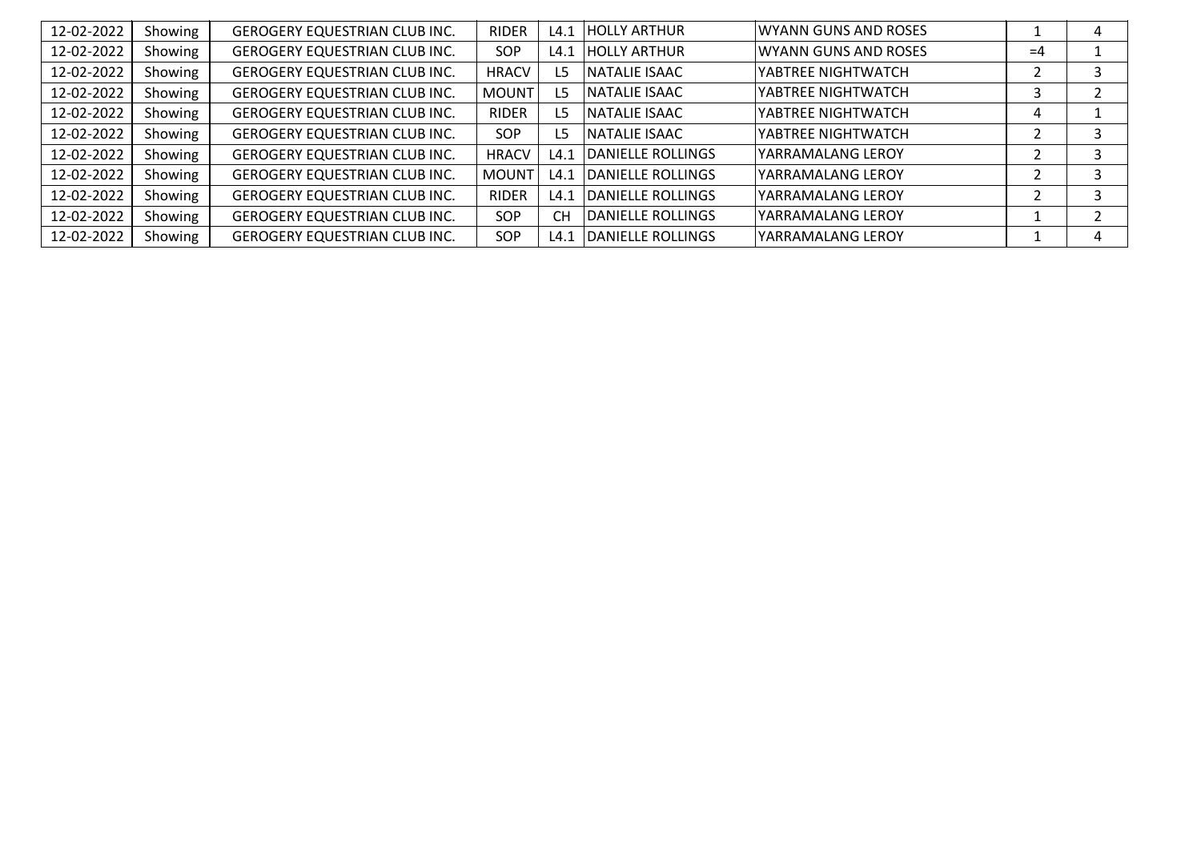| | | | | | | | | |
|---|---|---|---|---|---|---|---|---|
| 12-02-2022 | Showing | GEROGERY EQUESTRIAN CLUB INC. | RIDER | L4.1 | HOLLY ARTHUR | WYANN GUNS AND ROSES | 1 | 4 |
| 12-02-2022 | Showing | GEROGERY EQUESTRIAN CLUB INC. | SOP | L4.1 | HOLLY ARTHUR | WYANN GUNS AND ROSES | =4 | 1 |
| 12-02-2022 | Showing | GEROGERY EQUESTRIAN CLUB INC. | HRACV | L5 | NATALIE ISAAC | YABTREE NIGHTWATCH | 2 | 3 |
| 12-02-2022 | Showing | GEROGERY EQUESTRIAN CLUB INC. | MOUNT | L5 | NATALIE ISAAC | YABTREE NIGHTWATCH | 3 | 2 |
| 12-02-2022 | Showing | GEROGERY EQUESTRIAN CLUB INC. | RIDER | L5 | NATALIE ISAAC | YABTREE NIGHTWATCH | 4 | 1 |
| 12-02-2022 | Showing | GEROGERY EQUESTRIAN CLUB INC. | SOP | L5 | NATALIE ISAAC | YABTREE NIGHTWATCH | 2 | 3 |
| 12-02-2022 | Showing | GEROGERY EQUESTRIAN CLUB INC. | HRACV | L4.1 | DANIELLE ROLLINGS | YARRAMALANG LEROY | 2 | 3 |
| 12-02-2022 | Showing | GEROGERY EQUESTRIAN CLUB INC. | MOUNT | L4.1 | DANIELLE ROLLINGS | YARRAMALANG LEROY | 2 | 3 |
| 12-02-2022 | Showing | GEROGERY EQUESTRIAN CLUB INC. | RIDER | L4.1 | DANIELLE ROLLINGS | YARRAMALANG LEROY | 2 | 3 |
| 12-02-2022 | Showing | GEROGERY EQUESTRIAN CLUB INC. | SOP | CH | DANIELLE ROLLINGS | YARRAMALANG LEROY | 1 | 2 |
| 12-02-2022 | Showing | GEROGERY EQUESTRIAN CLUB INC. | SOP | L4.1 | DANIELLE ROLLINGS | YARRAMALANG LEROY | 1 | 4 |